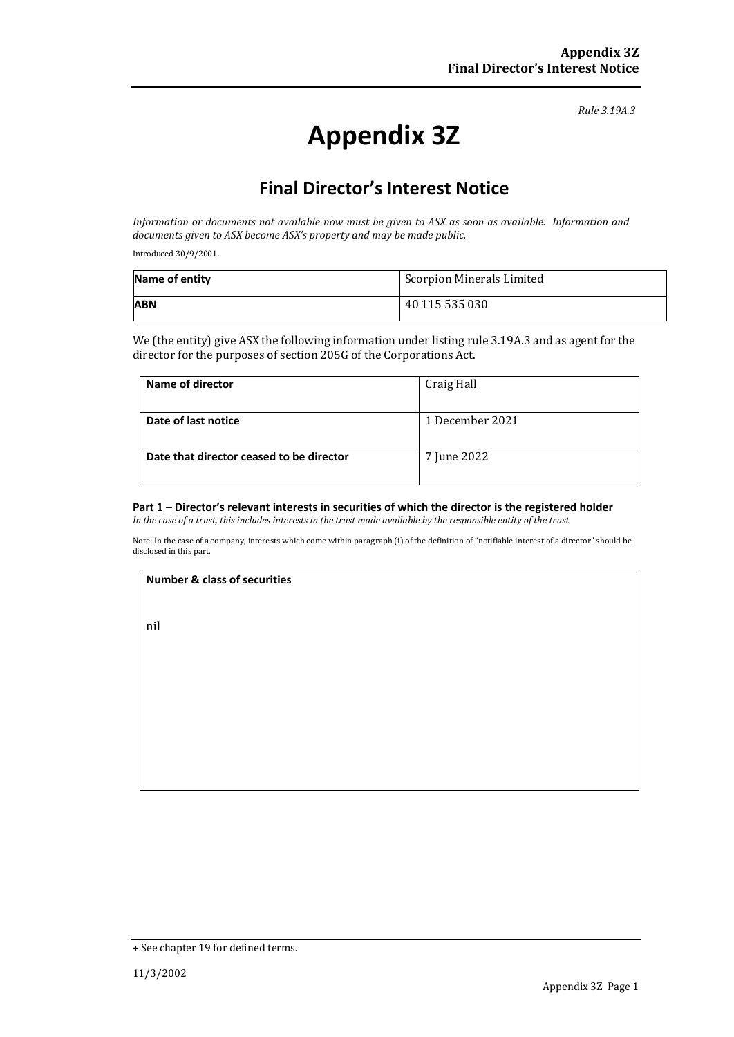*Rule 3.19A.3*

# Appendix 3Z

## Final Director's Interest Notice

*Information or documents not available now must be given to ASX as soon as available. Information and documents given to ASX become ASX's property and may be made public.*

Introduced 30/9/2001.

| **Name of entity** | Scorpion Minerals Limited |
|---|---|
| **ABN** | 40 115 535 030 |

We (the entity) give ASX the following information under listing rule 3.19A.3 and as agent for the director for the purposes of section 205G of the Corporations Act.

| **Name of director** | Craig Hall |
|---|---|
| **Date of last notice** | 1 December 2021 |
| **Date that director ceased to be director** | 7 June 2022 |

### Part 1 – Director's relevant interests in securities of which the director is the registered holder

*In the case of a trust, this includes interests in the trust made available by the responsible entity of the trust*

Note: In the case of a company, interests which come within paragraph (i) of the definition of "notifiable interest of a director" should be disclosed in this part.

| **Number & class of securities** |
|---|
| nil |

+ See chapter 19 for defined terms.

11/3/2002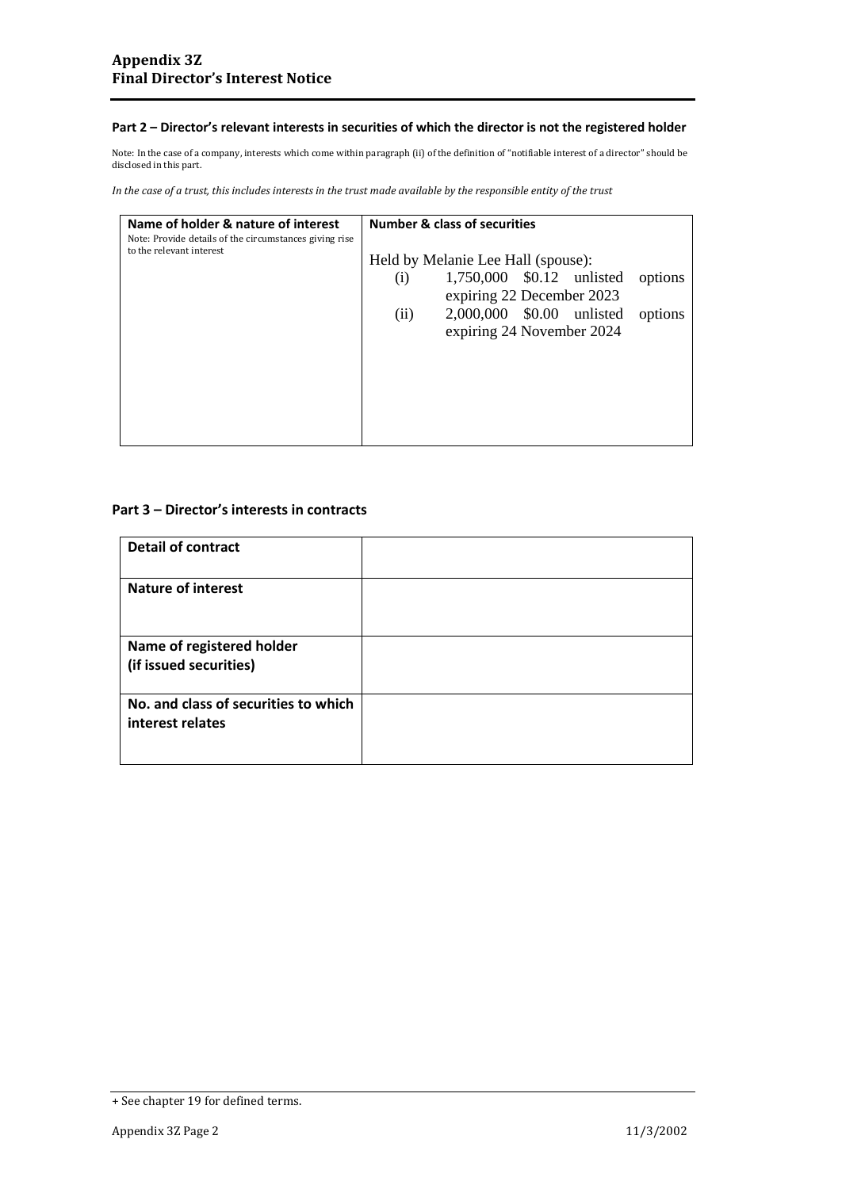## Part 2 – Director's relevant interests in securities of which the director is not the registered holder

Note: In the case of a company, interests which come within paragraph (ii) of the definition of "notifiable interest of a director" should be disclosed in this part.

*In the case of a trust, this includes interests in the trust made available by the responsible entity of the trust*

| Name of holder & nature of interest<br>Note: Provide details of the circumstances giving rise to the relevant interest | Number & class of securities |
|---|---|
| | Held by Melanie Lee Hall (spouse):<br>(i) 1,750,000 $0.12 unlisted options expiring 22 December 2023<br>(ii) 2,000,000 $0.00 unlisted options expiring 24 November 2024 |

## Part 3 – Director's interests in contracts

| | |
|---|---|
| **Detail of contract** | |
| **Nature of interest** | |
| **Name of registered holder (if issued securities)** | |
| **No. and class of securities to which interest relates** | |

+ See chapter 19 for defined terms.